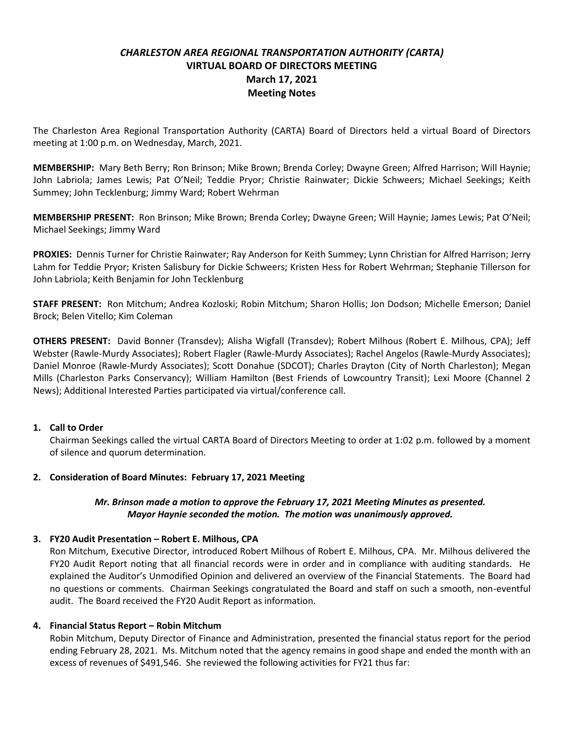# *CHARLESTON AREA REGIONAL TRANSPORTATION AUTHORITY (CARTA)*
## VIRTUAL BOARD OF DIRECTORS MEETING
## March 17, 2021
## Meeting Notes

The Charleston Area Regional Transportation Authority (CARTA) Board of Directors held a virtual Board of Directors meeting at 1:00 p.m. on Wednesday, March, 2021.

**MEMBERSHIP:** Mary Beth Berry; Ron Brinson; Mike Brown; Brenda Corley; Dwayne Green; Alfred Harrison; Will Haynie; John Labriola; James Lewis; Pat O'Neil; Teddie Pryor; Christie Rainwater; Dickie Schweers; Michael Seekings; Keith Summey; John Tecklenburg; Jimmy Ward; Robert Wehrman

**MEMBERSHIP PRESENT:** Ron Brinson; Mike Brown; Brenda Corley; Dwayne Green; Will Haynie; James Lewis; Pat O'Neil; Michael Seekings; Jimmy Ward

**PROXIES:** Dennis Turner for Christie Rainwater; Ray Anderson for Keith Summey; Lynn Christian for Alfred Harrison; Jerry Lahm for Teddie Pryor; Kristen Salisbury for Dickie Schweers; Kristen Hess for Robert Wehrman; Stephanie Tillerson for John Labriola; Keith Benjamin for John Tecklenburg

**STAFF PRESENT:** Ron Mitchum; Andrea Kozloski; Robin Mitchum; Sharon Hollis; Jon Dodson; Michelle Emerson; Daniel Brock; Belen Vitello; Kim Coleman

**OTHERS PRESENT:** David Bonner (Transdev); Alisha Wigfall (Transdev); Robert Milhous (Robert E. Milhous, CPA); Jeff Webster (Rawle-Murdy Associates); Robert Flagler (Rawle-Murdy Associates); Rachel Angelos (Rawle-Murdy Associates); Daniel Monroe (Rawle-Murdy Associates); Scott Donahue (SDCOT); Charles Drayton (City of North Charleston); Megan Mills (Charleston Parks Conservancy); William Hamilton (Best Friends of Lowcountry Transit); Lexi Moore (Channel 2 News); Additional Interested Parties participated via virtual/conference call.

1. **Call to Order**

   Chairman Seekings called the virtual CARTA Board of Directors Meeting to order at 1:02 p.m. followed by a moment of silence and quorum determination.

2. **Consideration of Board Minutes: February 17, 2021 Meeting**

   ***Mr. Brinson made a motion to approve the February 17, 2021 Meeting Minutes as presented. Mayor Haynie seconded the motion. The motion was unanimously approved.***

3. **FY20 Audit Presentation – Robert E. Milhous, CPA**

   Ron Mitchum, Executive Director, introduced Robert Milhous of Robert E. Milhous, CPA. Mr. Milhous delivered the FY20 Audit Report noting that all financial records were in order and in compliance with auditing standards. He explained the Auditor's Unmodified Opinion and delivered an overview of the Financial Statements. The Board had no questions or comments. Chairman Seekings congratulated the Board and staff on such a smooth, non-eventful audit. The Board received the FY20 Audit Report as information.

4. **Financial Status Report – Robin Mitchum**

   Robin Mitchum, Deputy Director of Finance and Administration, presented the financial status report for the period ending February 28, 2021. Ms. Mitchum noted that the agency remains in good shape and ended the month with an excess of revenues of $491,546. She reviewed the following activities for FY21 thus far: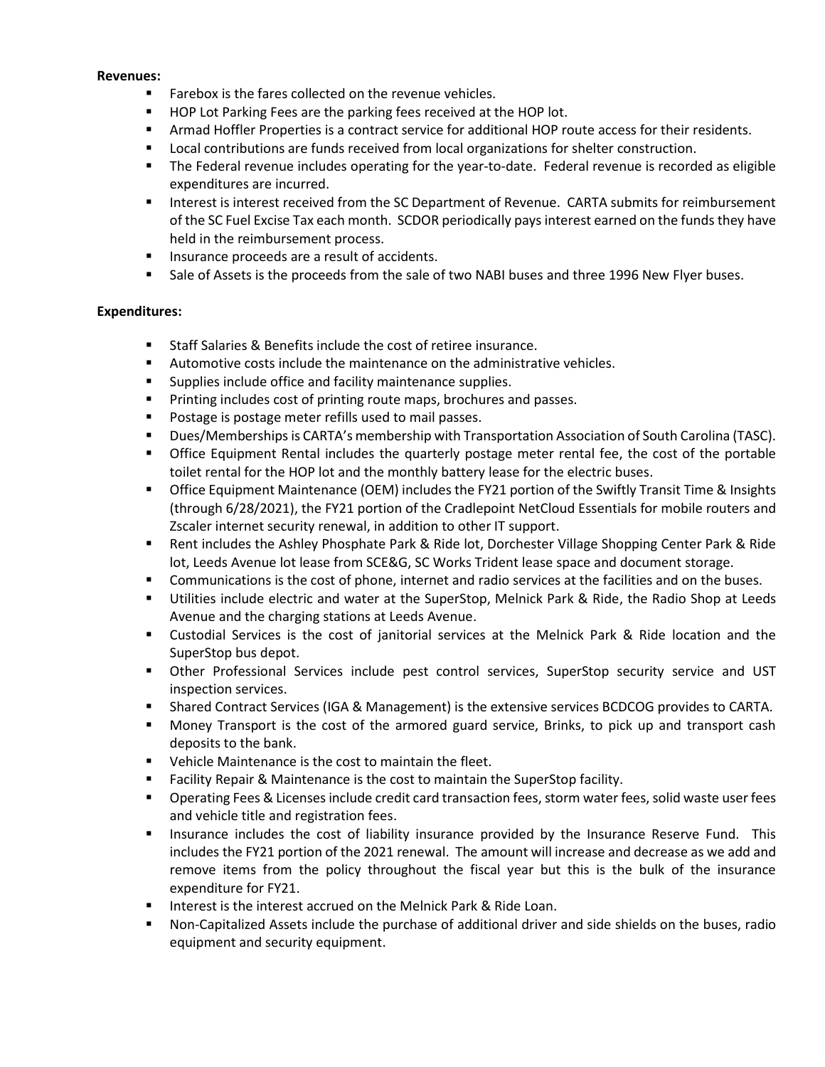**Revenues:**

- Farebox is the fares collected on the revenue vehicles.
- HOP Lot Parking Fees are the parking fees received at the HOP lot.
- Armad Hoffler Properties is a contract service for additional HOP route access for their residents.
- Local contributions are funds received from local organizations for shelter construction.
- The Federal revenue includes operating for the year-to-date. Federal revenue is recorded as eligible expenditures are incurred.
- Interest is interest received from the SC Department of Revenue. CARTA submits for reimbursement of the SC Fuel Excise Tax each month. SCDOR periodically pays interest earned on the funds they have held in the reimbursement process.
- Insurance proceeds are a result of accidents.
- Sale of Assets is the proceeds from the sale of two NABI buses and three 1996 New Flyer buses.

**Expenditures:**

- Staff Salaries & Benefits include the cost of retiree insurance.
- Automotive costs include the maintenance on the administrative vehicles.
- Supplies include office and facility maintenance supplies.
- Printing includes cost of printing route maps, brochures and passes.
- Postage is postage meter refills used to mail passes.
- Dues/Memberships is CARTA's membership with Transportation Association of South Carolina (TASC).
- Office Equipment Rental includes the quarterly postage meter rental fee, the cost of the portable toilet rental for the HOP lot and the monthly battery lease for the electric buses.
- Office Equipment Maintenance (OEM) includes the FY21 portion of the Swiftly Transit Time & Insights (through 6/28/2021), the FY21 portion of the Cradlepoint NetCloud Essentials for mobile routers and Zscaler internet security renewal, in addition to other IT support.
- Rent includes the Ashley Phosphate Park & Ride lot, Dorchester Village Shopping Center Park & Ride lot, Leeds Avenue lot lease from SCE&G, SC Works Trident lease space and document storage.
- Communications is the cost of phone, internet and radio services at the facilities and on the buses.
- Utilities include electric and water at the SuperStop, Melnick Park & Ride, the Radio Shop at Leeds Avenue and the charging stations at Leeds Avenue.
- Custodial Services is the cost of janitorial services at the Melnick Park & Ride location and the SuperStop bus depot.
- Other Professional Services include pest control services, SuperStop security service and UST inspection services.
- Shared Contract Services (IGA & Management) is the extensive services BCDCOG provides to CARTA.
- Money Transport is the cost of the armored guard service, Brinks, to pick up and transport cash deposits to the bank.
- Vehicle Maintenance is the cost to maintain the fleet.
- Facility Repair & Maintenance is the cost to maintain the SuperStop facility.
- Operating Fees & Licenses include credit card transaction fees, storm water fees, solid waste user fees and vehicle title and registration fees.
- Insurance includes the cost of liability insurance provided by the Insurance Reserve Fund. This includes the FY21 portion of the 2021 renewal. The amount will increase and decrease as we add and remove items from the policy throughout the fiscal year but this is the bulk of the insurance expenditure for FY21.
- Interest is the interest accrued on the Melnick Park & Ride Loan.
- Non-Capitalized Assets include the purchase of additional driver and side shields on the buses, radio equipment and security equipment.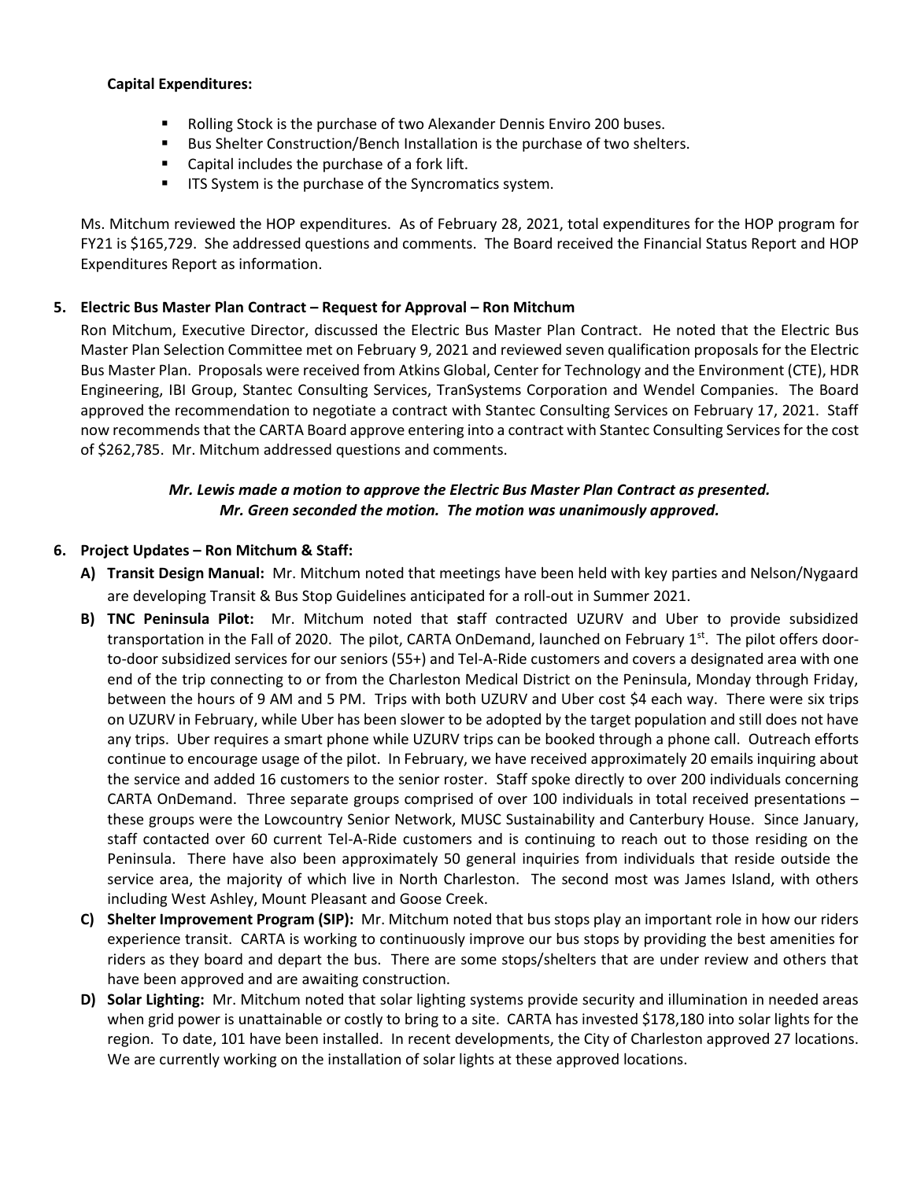**Capital Expenditures:**

- Rolling Stock is the purchase of two Alexander Dennis Enviro 200 buses.
- Bus Shelter Construction/Bench Installation is the purchase of two shelters.
- Capital includes the purchase of a fork lift.
- ITS System is the purchase of the Syncromatics system.

Ms. Mitchum reviewed the HOP expenditures. As of February 28, 2021, total expenditures for the HOP program for FY21 is $165,729. She addressed questions and comments. The Board received the Financial Status Report and HOP Expenditures Report as information.

**5. Electric Bus Master Plan Contract – Request for Approval – Ron Mitchum**

Ron Mitchum, Executive Director, discussed the Electric Bus Master Plan Contract. He noted that the Electric Bus Master Plan Selection Committee met on February 9, 2021 and reviewed seven qualification proposals for the Electric Bus Master Plan. Proposals were received from Atkins Global, Center for Technology and the Environment (CTE), HDR Engineering, IBI Group, Stantec Consulting Services, TranSystems Corporation and Wendel Companies. The Board approved the recommendation to negotiate a contract with Stantec Consulting Services on February 17, 2021. Staff now recommends that the CARTA Board approve entering into a contract with Stantec Consulting Services for the cost of $262,785. Mr. Mitchum addressed questions and comments.

***Mr. Lewis made a motion to approve the Electric Bus Master Plan Contract as presented. Mr. Green seconded the motion. The motion was unanimously approved.***

**6. Project Updates – Ron Mitchum & Staff:**

**A) Transit Design Manual:** Mr. Mitchum noted that meetings have been held with key parties and Nelson/Nygaard are developing Transit & Bus Stop Guidelines anticipated for a roll-out in Summer 2021.

**B) TNC Peninsula Pilot:** Mr. Mitchum noted that **s**taff contracted UZURV and Uber to provide subsidized transportation in the Fall of 2020. The pilot, CARTA OnDemand, launched on February 1st. The pilot offers door-to-door subsidized services for our seniors (55+) and Tel-A-Ride customers and covers a designated area with one end of the trip connecting to or from the Charleston Medical District on the Peninsula, Monday through Friday, between the hours of 9 AM and 5 PM. Trips with both UZURV and Uber cost $4 each way. There were six trips on UZURV in February, while Uber has been slower to be adopted by the target population and still does not have any trips. Uber requires a smart phone while UZURV trips can be booked through a phone call. Outreach efforts continue to encourage usage of the pilot. In February, we have received approximately 20 emails inquiring about the service and added 16 customers to the senior roster. Staff spoke directly to over 200 individuals concerning CARTA OnDemand. Three separate groups comprised of over 100 individuals in total received presentations – these groups were the Lowcountry Senior Network, MUSC Sustainability and Canterbury House. Since January, staff contacted over 60 current Tel-A-Ride customers and is continuing to reach out to those residing on the Peninsula. There have also been approximately 50 general inquiries from individuals that reside outside the service area, the majority of which live in North Charleston. The second most was James Island, with others including West Ashley, Mount Pleasant and Goose Creek.

**C) Shelter Improvement Program (SIP):** Mr. Mitchum noted that bus stops play an important role in how our riders experience transit. CARTA is working to continuously improve our bus stops by providing the best amenities for riders as they board and depart the bus. There are some stops/shelters that are under review and others that have been approved and are awaiting construction.

**D) Solar Lighting:** Mr. Mitchum noted that solar lighting systems provide security and illumination in needed areas when grid power is unattainable or costly to bring to a site. CARTA has invested $178,180 into solar lights for the region. To date, 101 have been installed. In recent developments, the City of Charleston approved 27 locations. We are currently working on the installation of solar lights at these approved locations.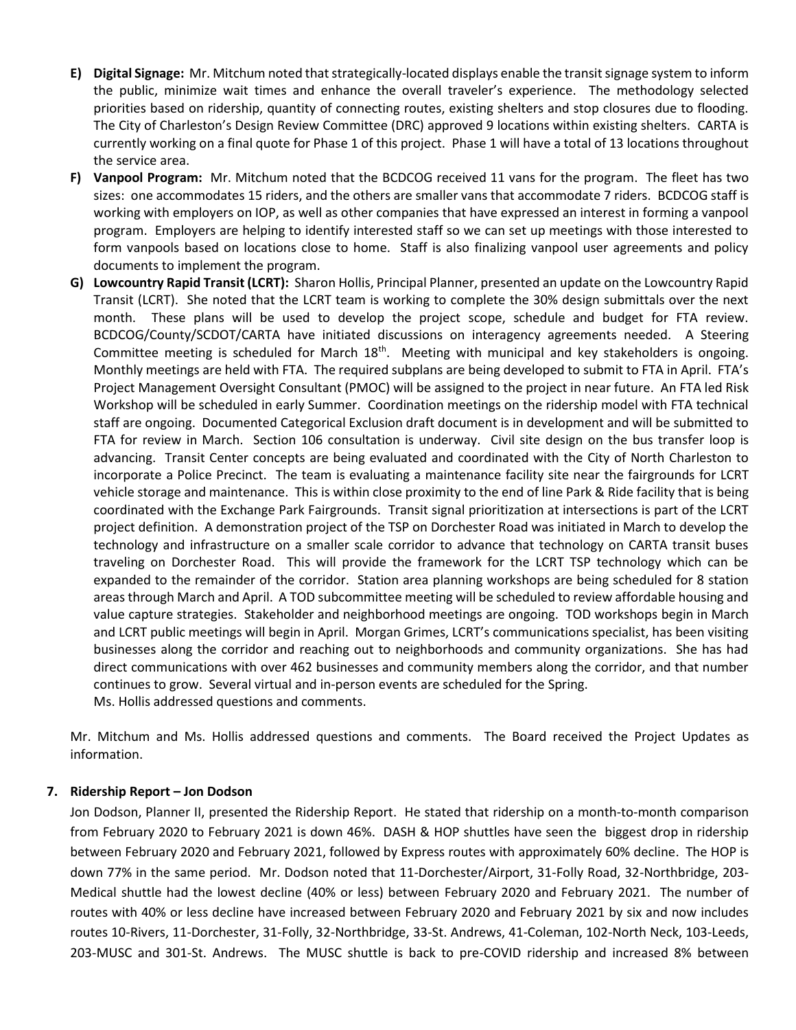E) **Digital Signage:** Mr. Mitchum noted that strategically-located displays enable the transit signage system to inform the public, minimize wait times and enhance the overall traveler's experience. The methodology selected priorities based on ridership, quantity of connecting routes, existing shelters and stop closures due to flooding. The City of Charleston's Design Review Committee (DRC) approved 9 locations within existing shelters. CARTA is currently working on a final quote for Phase 1 of this project. Phase 1 will have a total of 13 locations throughout the service area.

F) **Vanpool Program:** Mr. Mitchum noted that the BCDCOG received 11 vans for the program. The fleet has two sizes: one accommodates 15 riders, and the others are smaller vans that accommodate 7 riders. BCDCOG staff is working with employers on IOP, as well as other companies that have expressed an interest in forming a vanpool program. Employers are helping to identify interested staff so we can set up meetings with those interested to form vanpools based on locations close to home. Staff is also finalizing vanpool user agreements and policy documents to implement the program.

G) **Lowcountry Rapid Transit (LCRT):** Sharon Hollis, Principal Planner, presented an update on the Lowcountry Rapid Transit (LCRT). She noted that the LCRT team is working to complete the 30% design submittals over the next month. These plans will be used to develop the project scope, schedule and budget for FTA review. BCDCOG/County/SCDOT/CARTA have initiated discussions on interagency agreements needed. A Steering Committee meeting is scheduled for March 18th. Meeting with municipal and key stakeholders is ongoing. Monthly meetings are held with FTA. The required subplans are being developed to submit to FTA in April. FTA's Project Management Oversight Consultant (PMOC) will be assigned to the project in near future. An FTA led Risk Workshop will be scheduled in early Summer. Coordination meetings on the ridership model with FTA technical staff are ongoing. Documented Categorical Exclusion draft document is in development and will be submitted to FTA for review in March. Section 106 consultation is underway. Civil site design on the bus transfer loop is advancing. Transit Center concepts are being evaluated and coordinated with the City of North Charleston to incorporate a Police Precinct. The team is evaluating a maintenance facility site near the fairgrounds for LCRT vehicle storage and maintenance. This is within close proximity to the end of line Park & Ride facility that is being coordinated with the Exchange Park Fairgrounds. Transit signal prioritization at intersections is part of the LCRT project definition. A demonstration project of the TSP on Dorchester Road was initiated in March to develop the technology and infrastructure on a smaller scale corridor to advance that technology on CARTA transit buses traveling on Dorchester Road. This will provide the framework for the LCRT TSP technology which can be expanded to the remainder of the corridor. Station area planning workshops are being scheduled for 8 station areas through March and April. A TOD subcommittee meeting will be scheduled to review affordable housing and value capture strategies. Stakeholder and neighborhood meetings are ongoing. TOD workshops begin in March and LCRT public meetings will begin in April. Morgan Grimes, LCRT's communications specialist, has been visiting businesses along the corridor and reaching out to neighborhoods and community organizations. She has had direct communications with over 462 businesses and community members along the corridor, and that number continues to grow. Several virtual and in-person events are scheduled for the Spring.
Ms. Hollis addressed questions and comments.

Mr. Mitchum and Ms. Hollis addressed questions and comments. The Board received the Project Updates as information.

**7. Ridership Report – Jon Dodson**

Jon Dodson, Planner II, presented the Ridership Report. He stated that ridership on a month-to-month comparison from February 2020 to February 2021 is down 46%. DASH & HOP shuttles have seen the biggest drop in ridership between February 2020 and February 2021, followed by Express routes with approximately 60% decline. The HOP is down 77% in the same period. Mr. Dodson noted that 11-Dorchester/Airport, 31-Folly Road, 32-Northbridge, 203-Medical shuttle had the lowest decline (40% or less) between February 2020 and February 2021. The number of routes with 40% or less decline have increased between February 2020 and February 2021 by six and now includes routes 10-Rivers, 11-Dorchester, 31-Folly, 32-Northbridge, 33-St. Andrews, 41-Coleman, 102-North Neck, 103-Leeds, 203-MUSC and 301-St. Andrews. The MUSC shuttle is back to pre-COVID ridership and increased 8% between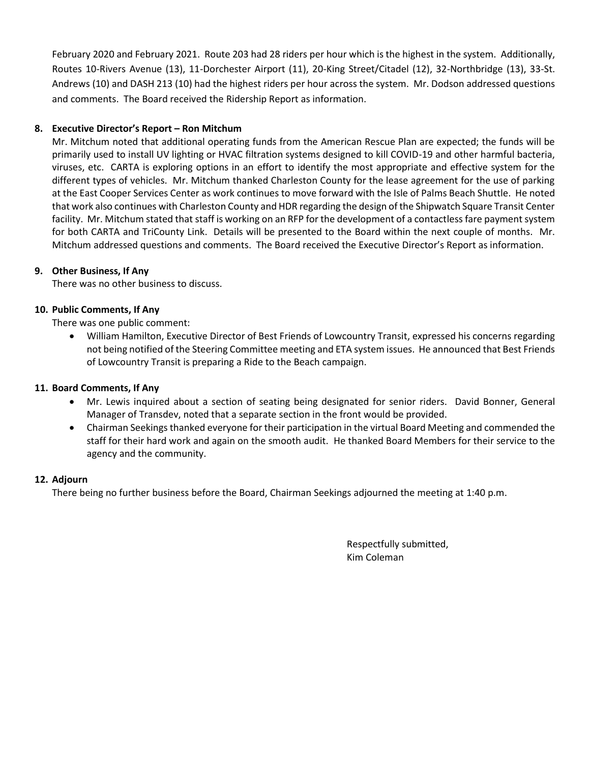February 2020 and February 2021. Route 203 had 28 riders per hour which is the highest in the system. Additionally, Routes 10-Rivers Avenue (13), 11-Dorchester Airport (11), 20-King Street/Citadel (12), 32-Northbridge (13), 33-St. Andrews (10) and DASH 213 (10) had the highest riders per hour across the system. Mr. Dodson addressed questions and comments. The Board received the Ridership Report as information.

**8. Executive Director's Report – Ron Mitchum**

Mr. Mitchum noted that additional operating funds from the American Rescue Plan are expected; the funds will be primarily used to install UV lighting or HVAC filtration systems designed to kill COVID-19 and other harmful bacteria, viruses, etc. CARTA is exploring options in an effort to identify the most appropriate and effective system for the different types of vehicles. Mr. Mitchum thanked Charleston County for the lease agreement for the use of parking at the East Cooper Services Center as work continues to move forward with the Isle of Palms Beach Shuttle. He noted that work also continues with Charleston County and HDR regarding the design of the Shipwatch Square Transit Center facility. Mr. Mitchum stated that staff is working on an RFP for the development of a contactless fare payment system for both CARTA and TriCounty Link. Details will be presented to the Board within the next couple of months. Mr. Mitchum addressed questions and comments. The Board received the Executive Director's Report as information.

**9. Other Business, If Any**

There was no other business to discuss.

**10. Public Comments, If Any**

There was one public comment:

- William Hamilton, Executive Director of Best Friends of Lowcountry Transit, expressed his concerns regarding not being notified of the Steering Committee meeting and ETA system issues. He announced that Best Friends of Lowcountry Transit is preparing a Ride to the Beach campaign.

**11. Board Comments, If Any**

- Mr. Lewis inquired about a section of seating being designated for senior riders. David Bonner, General Manager of Transdev, noted that a separate section in the front would be provided.
- Chairman Seekings thanked everyone for their participation in the virtual Board Meeting and commended the staff for their hard work and again on the smooth audit. He thanked Board Members for their service to the agency and the community.

**12. Adjourn**

There being no further business before the Board, Chairman Seekings adjourned the meeting at 1:40 p.m.

Respectfully submitted,
Kim Coleman